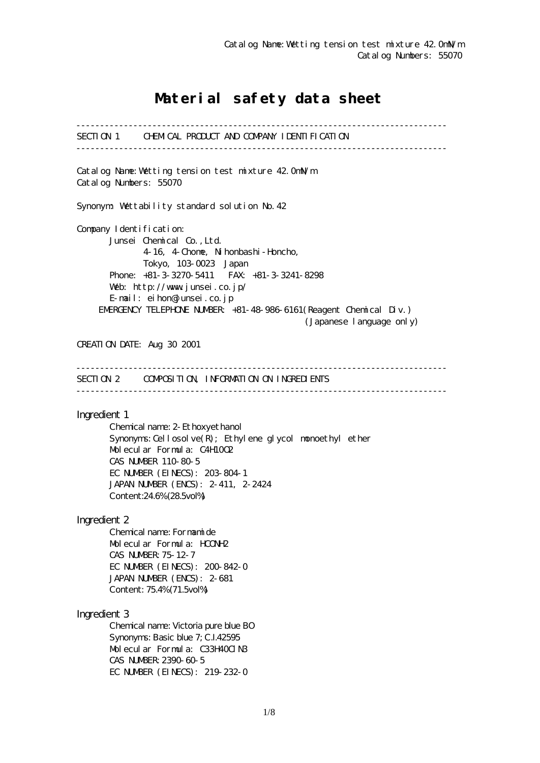Catalog Name: Wetting tension test mixture 42.0mN/m
Catalog Numbers: 55070

# Material safety data sheet

---

## SECTION 1 CHEMICAL PRODUCT AND COMPANY IDENTIFICATION

---

Catalog Name: Wetting tension test mixture 42.0mN/m
Catalog Numbers: 55070

Synonym: Wettability standard solution No.42

Company Identification:

Junsei Chemical Co., Ltd.
4-16, 4-Chome, Nihonbashi-Honcho,
Tokyo, 103-0023 Japan
Phone: +81-3-3270-5411 FAX: +81-3-3241-8298
Web: http://www.junsei.co.jp/
E-mail: eihon@junsei.co.jp
EMERGENCY TELEPHONE NUMBER: +81-48-986-6161(Reagent Chemical Div.)
(Japanese language only)

CREATION DATE: Aug 30 2001

---

## SECTION 2 COMPOSITION, INFORMATION ON INGREDIENTS

---

### Ingredient 1

Chemical name: 2-Ethoxyethanol
Synonyms: Cellosolve(R); Ethylene glycol monoethyl ether
Molecular Formula: $C_4H_{10}O_2$
CAS NUMBER 110-80-5
EC NUMBER (EINECS): 203-804-1
JAPAN NUMBER (ENCS): 2-411, 2-2424
Content:24.6%(28.5vol%)

### Ingredient 2

Chemical name: Formamide
Molecular Formula: $HCONH_2$
CAS NUMBER: 75-12-7
EC NUMBER (EINECS): 200-842-0
JAPAN NUMBER (ENCS): 2-681
Content: 75.4%(71.5vol%)

### Ingredient 3

Chemical name: Victoria pure blue BO
Synonyms: Basic blue 7; C.I.42595
Molecular Formula: $C_{33}H_{40}ClN_3$
CAS NUMBER: 2390-60-5
EC NUMBER (EINECS): 219-232-0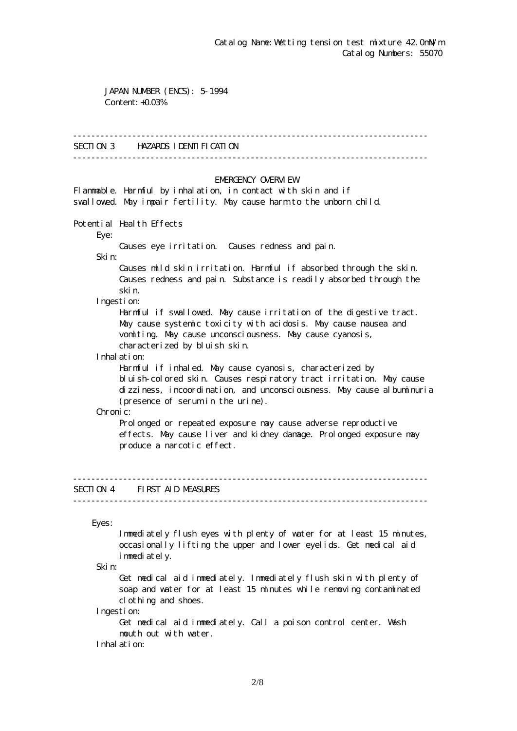Catalog Name: Wetting tension test mixture 42.0mN/m
Catalog Numbers: 55070

JAPAN NUMBER (ENCS): 5-1994
Content: +0.03%

## SECTION 3 HAZARDS IDENTIFICATION

### EMERGENCY OVERVIEW

Flammable. Harmful by inhalation, in contact with skin and if swallowed. May impair fertility. May cause harm to the unborn child.

**Potential Health Effects**

Eye:
: Causes eye irritation. Causes redness and pain.

Skin:
: Causes mild skin irritation. Harmful if absorbed through the skin. Causes redness and pain. Substance is readily absorbed through the skin.

Ingestion:
: Harmful if swallowed. May cause irritation of the digestive tract. May cause systemic toxicity with acidosis. May cause nausea and vomiting. May cause unconsciousness. May cause cyanosis, characterized by bluish skin.

Inhalation:
: Harmful if inhaled. May cause cyanosis, characterized by bluish-colored skin. Causes respiratory tract irritation. May cause dizziness, incoordination, and unconsciousness. May cause albuminuria (presence of serum in the urine).

Chronic:
: Prolonged or repeated exposure may cause adverse reproductive effects. May cause liver and kidney damage. Prolonged exposure may produce a narcotic effect.

## SECTION 4 FIRST AID MEASURES

Eyes:
: Immediately flush eyes with plenty of water for at least 15 minutes, occasionally lifting the upper and lower eyelids. Get medical aid immediately.

Skin:
: Get medical aid immediately. Immediately flush skin with plenty of soap and water for at least 15 minutes while removing contaminated clothing and shoes.

Ingestion:
: Get medical aid immediately. Call a poison control center. Wash mouth out with water.

Inhalation: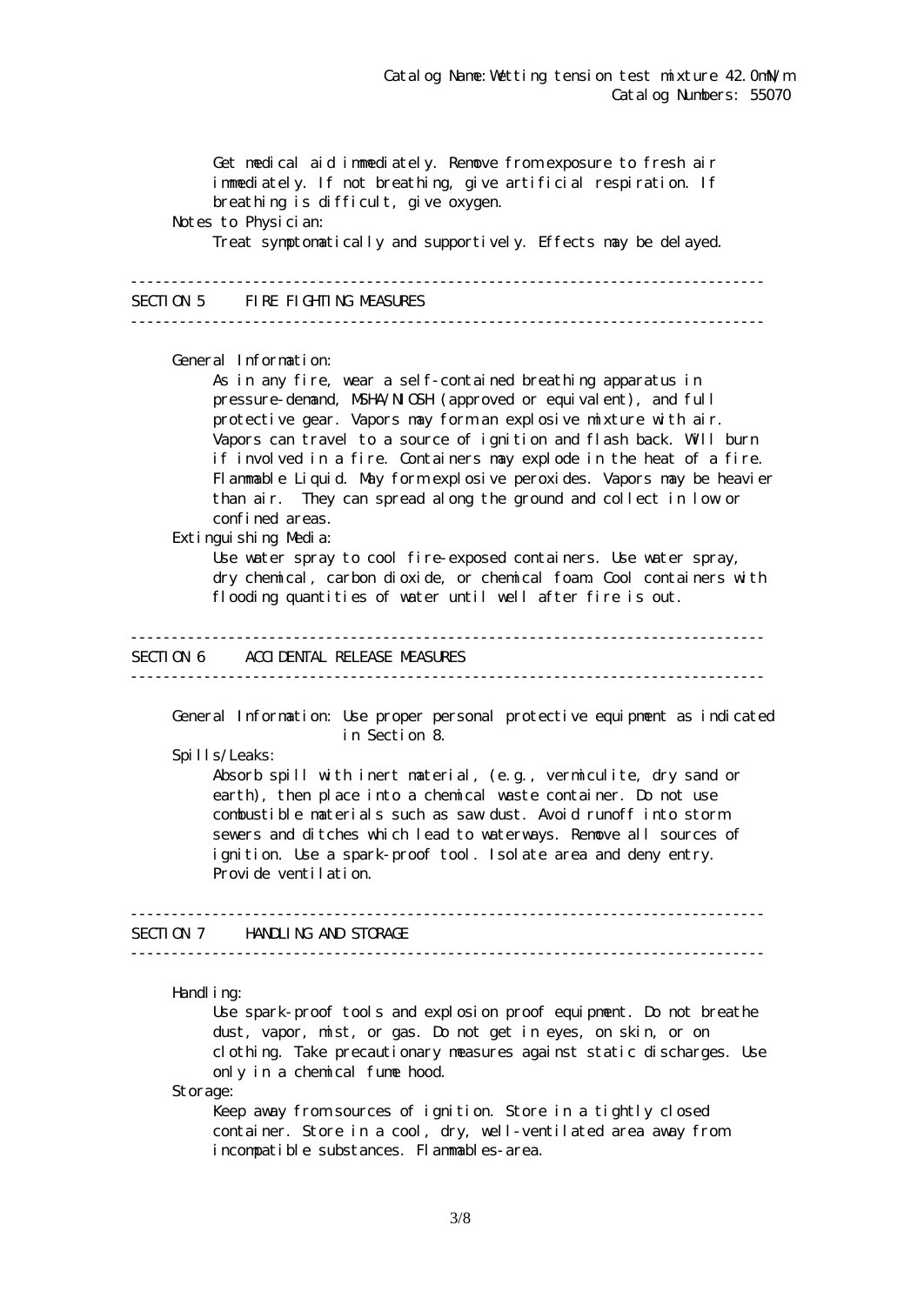Get medical aid immediately. Remove from exposure to fresh air immediately. If not breathing, give artificial respiration. If breathing is difficult, give oxygen.

Notes to Physician:

Treat symptomatically and supportively. Effects may be delayed.

---

## SECTION 5 FIRE FIGHTING MEASURES

---

General Information:

As in any fire, wear a self-contained breathing apparatus in pressure-demand, MSHA/NIOSH (approved or equivalent), and full protective gear. Vapors may form an explosive mixture with air. Vapors can travel to a source of ignition and flash back. Will burn if involved in a fire. Containers may explode in the heat of a fire. Flammable Liquid. May form explosive peroxides. Vapors may be heavier than air. They can spread along the ground and collect in low or confined areas.

Extinguishing Media:

Use water spray to cool fire-exposed containers. Use water spray, dry chemical, carbon dioxide, or chemical foam. Cool containers with flooding quantities of water until well after fire is out.

---

## SECTION 6 ACCIDENTAL RELEASE MEASURES

---

General Information: Use proper personal protective equipment as indicated in Section 8.

Spills/Leaks:

Absorb spill with inert material, (e.g., vermiculite, dry sand or earth), then place into a chemical waste container. Do not use combustible materials such as saw dust. Avoid runoff into storm sewers and ditches which lead to waterways. Remove all sources of ignition. Use a spark-proof tool. Isolate area and deny entry. Provide ventilation.

---

## SECTION 7 HANDLING AND STORAGE

---

Handling:

Use spark-proof tools and explosion proof equipment. Do not breathe dust, vapor, mist, or gas. Do not get in eyes, on skin, or on clothing. Take precautionary measures against static discharges. Use only in a chemical fume hood.

Storage:

Keep away from sources of ignition. Store in a tightly closed container. Store in a cool, dry, well-ventilated area away from incompatible substances. Flammables-area.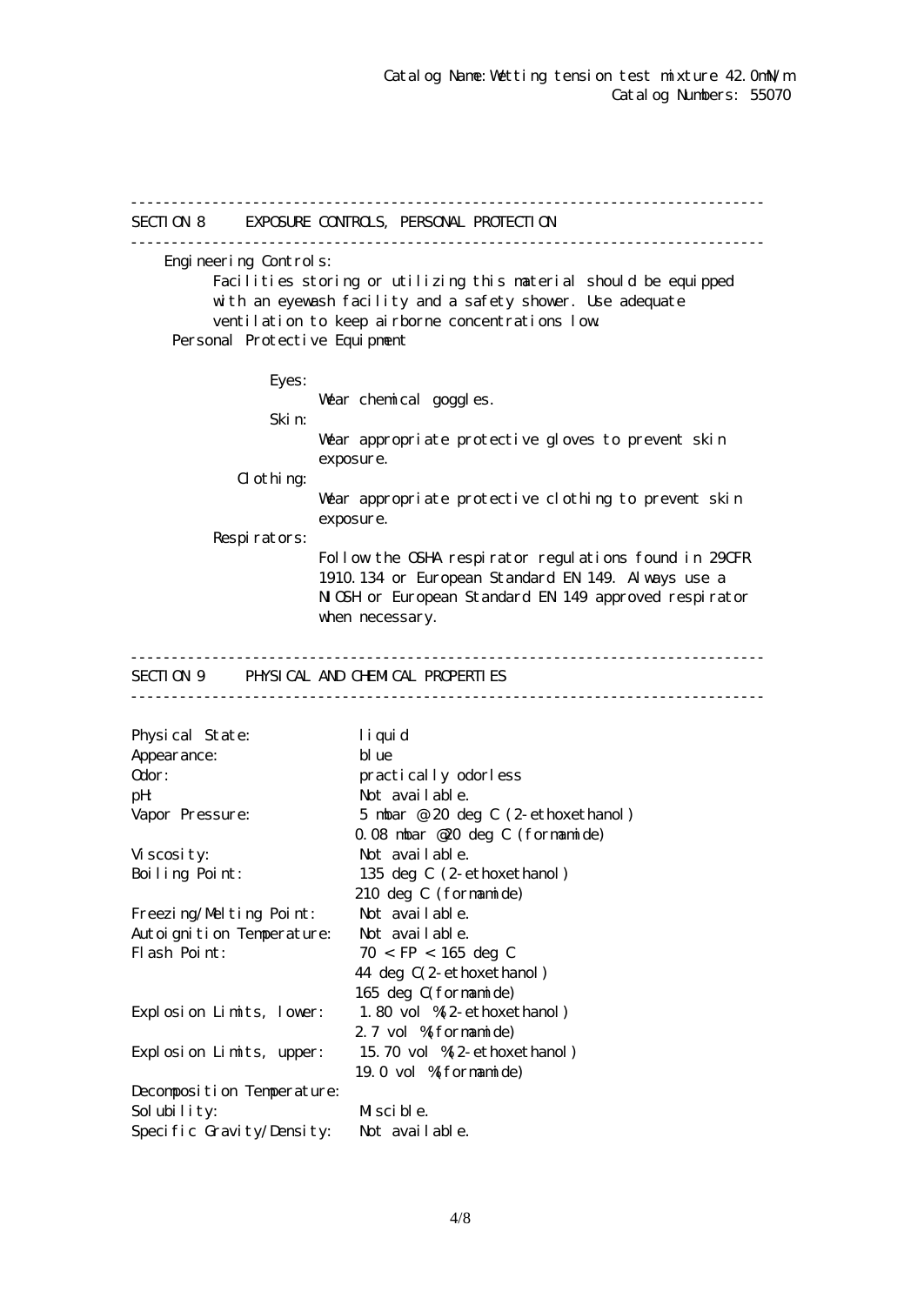Catalog Name: Wetting tension test mixture 42.0mN/m
Catalog Numbers: 55070

## SECTION 8 EXPOSURE CONTROLS, PERSONAL PROTECTION

**Engineering Controls:**

Facilities storing or utilizing this material should be equipped with an eyewash facility and a safety shower. Use adequate ventilation to keep airborne concentrations low.

**Personal Protective Equipment**

Eyes:
Wear chemical goggles.

Skin:
Wear appropriate protective gloves to prevent skin exposure.

Clothing:
Wear appropriate protective clothing to prevent skin exposure.

Respirators:
Follow the OSHA respirator regulations found in 29CFR 1910.134 or European Standard EN 149. Always use a NIOSH or European Standard EN 149 approved respirator when necessary.

## SECTION 9 PHYSICAL AND CHEMICAL PROPERTIES

| Property | Value |
|---|---|
| Physical State: | liquid |
| Appearance: | blue |
| Odor: | practically odorless |
| pH: | Not available. |
| Vapor Pressure: | 5 mbar @ 20 deg C (2-ethoxethanol)<br>0.08 mbar @20 deg C (formamide) |
| Viscosity: | Not available. |
| Boiling Point: | 135 deg C (2-ethoxethanol)<br>210 deg C (formamide) |
| Freezing/Melting Point: | Not available. |
| Autoignition Temperature: | Not available. |
| Flash Point: | 70 < FP < 165 deg C<br>44 deg C(2-ethoxethanol)<br>165 deg C(formamide) |
| Explosion Limits, lower: | 1.80 vol %(2-ethoxethanol)<br>2.7 vol %(formamide) |
| Explosion Limits, upper: | 15.70 vol %(2-ethoxethanol)<br>19.0 vol %(formamide) |
| Decomposition Temperature: | |
| Solubility: | Miscible. |
| Specific Gravity/Density: | Not available. |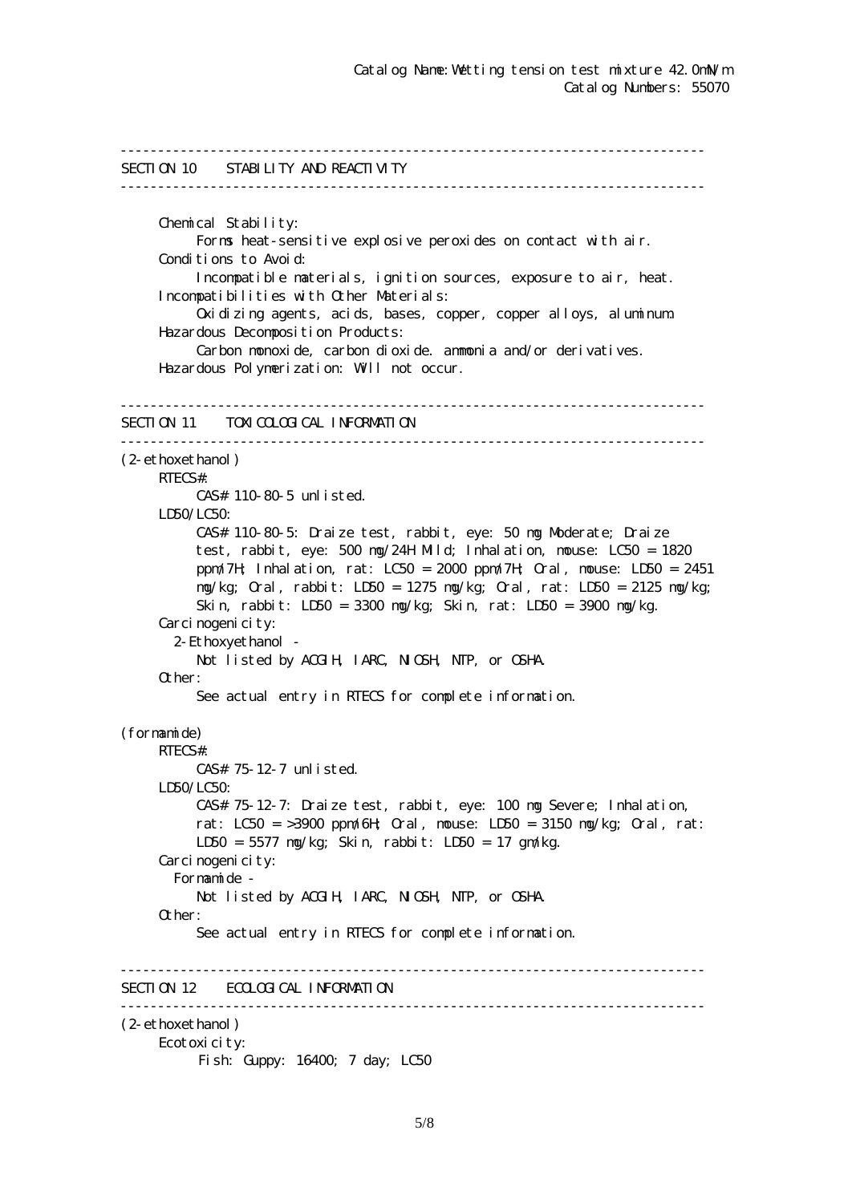Catalog Name: Wetting tension test mixture 42.0mN/m
Catalog Numbers: 55070

---

## SECTION 10 STABILITY AND REACTIVITY

---

**Chemical Stability:**
Forms heat-sensitive explosive peroxides on contact with air.

**Conditions to Avoid:**
Incompatible materials, ignition sources, exposure to air, heat.

**Incompatibilities with Other Materials:**
Oxidizing agents, acids, bases, copper, copper alloys, aluminum.

**Hazardous Decomposition Products:**
Carbon monoxide, carbon dioxide. ammonia and/or derivatives.

**Hazardous Polymerization:** Will not occur.

---

## SECTION 11 TOXICOLOGICAL INFORMATION

---

(2-ethoxethanol)

**RTECS#:**
CAS# 110-80-5 unlisted.

**LD50/LC50:**
CAS# 110-80-5: Draize test, rabbit, eye: 50 mg Moderate; Draize test, rabbit, eye: 500 mg/24H Mild; Inhalation, mouse: LC50 = 1820 ppm/7H; Inhalation, rat: LC50 = 2000 ppm/7H; Oral, mouse: LD50 = 2451 mg/kg; Oral, rabbit: LD50 = 1275 mg/kg; Oral, rat: LD50 = 2125 mg/kg; Skin, rabbit: LD50 = 3300 mg/kg; Skin, rat: LD50 = 3900 mg/kg.

**Carcinogenicity:**
2-Ethoxyethanol -
Not listed by ACGIH, IARC, NIOSH, NTP, or OSHA.

**Other:**
See actual entry in RTECS for complete information.

(formamide)

**RTECS#:**
CAS# 75-12-7 unlisted.

**LD50/LC50:**
CAS# 75-12-7: Draize test, rabbit, eye: 100 mg Severe; Inhalation, rat: LC50 = >3900 ppm/6H; Oral, mouse: LD50 = 3150 mg/kg; Oral, rat: LD50 = 5577 mg/kg; Skin, rabbit: LD50 = 17 gm/kg.

**Carcinogenicity:**
Formamide -
Not listed by ACGIH, IARC, NIOSH, NTP, or OSHA.

**Other:**
See actual entry in RTECS for complete information.

---

## SECTION 12 ECOLOGICAL INFORMATION

---

(2-ethoxethanol)

**Ecotoxicity:**
Fish: Guppy: 16400; 7 day; LC50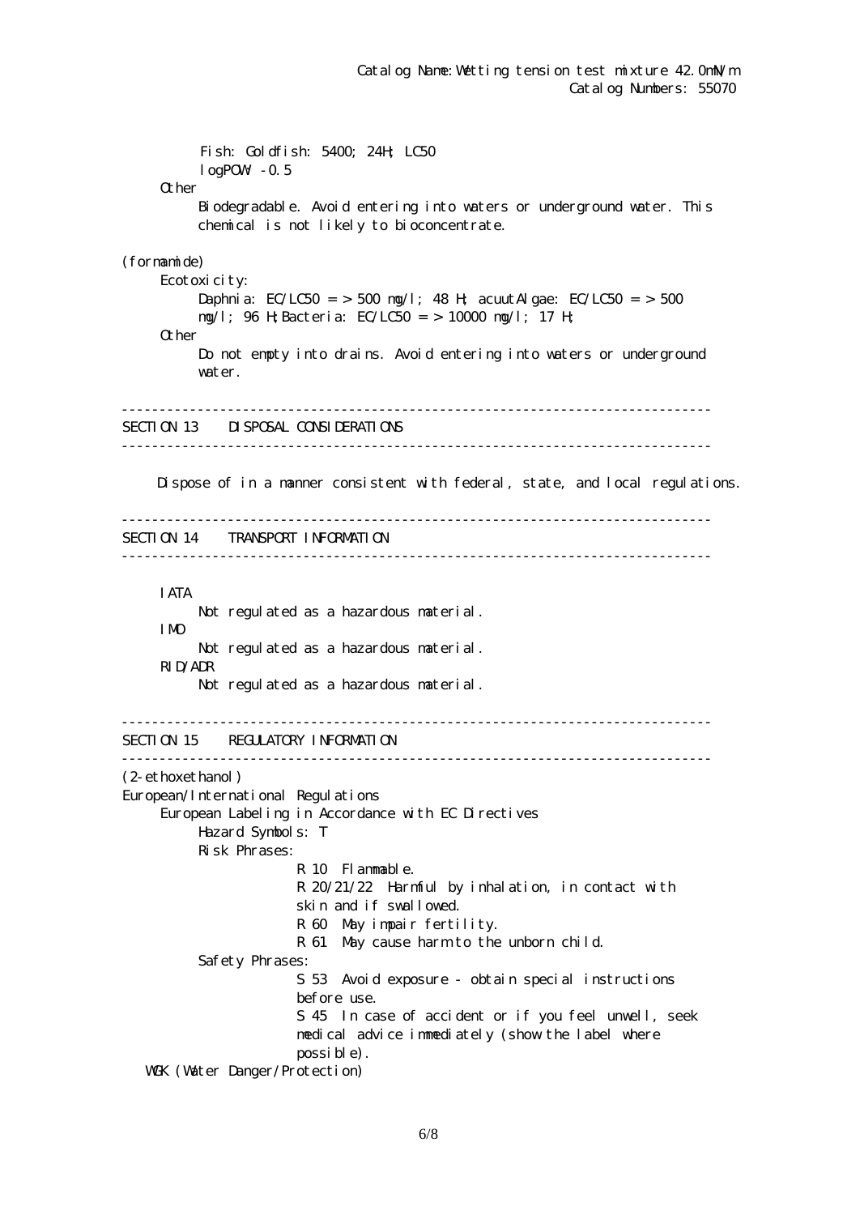Fish: Goldfish: 5400; 24H; LC50
logPOW: -0.5

Other

Biodegradable. Avoid entering into waters or underground water. This chemical is not likely to bioconcentrate.

(formamide)

Ecotoxicity:

Daphnia: EC/LC50 = > 500 mg/l; 48 H; acuutAlgae: EC/LC50 = > 500 mg/l; 96 H;Bacteria: EC/LC50 = > 10000 mg/l; 17 H;

Other

Do not empty into drains. Avoid entering into waters or underground water.

---

## SECTION 13 DISPOSAL CONSIDERATIONS

---

Dispose of in a manner consistent with federal, state, and local regulations.

---

## SECTION 14 TRANSPORT INFORMATION

---

IATA

Not regulated as a hazardous material.

IMO

Not regulated as a hazardous material.

RID/ADR

Not regulated as a hazardous material.

---

## SECTION 15 REGULATORY INFORMATION

---

(2-ethoxethanol)

European/International Regulations

European Labeling in Accordance with EC Directives

Hazard Symbols: T

Risk Phrases:

R 10 Flammable.

R 20/21/22 Harmful by inhalation, in contact with skin and if swallowed.

R 60 May impair fertility.

R 61 May cause harm to the unborn child.

Safety Phrases:

S 53 Avoid exposure - obtain special instructions before use.

S 45 In case of accident or if you feel unwell, seek medical advice immediately (show the label where possible).

WGK (Water Danger/Protection)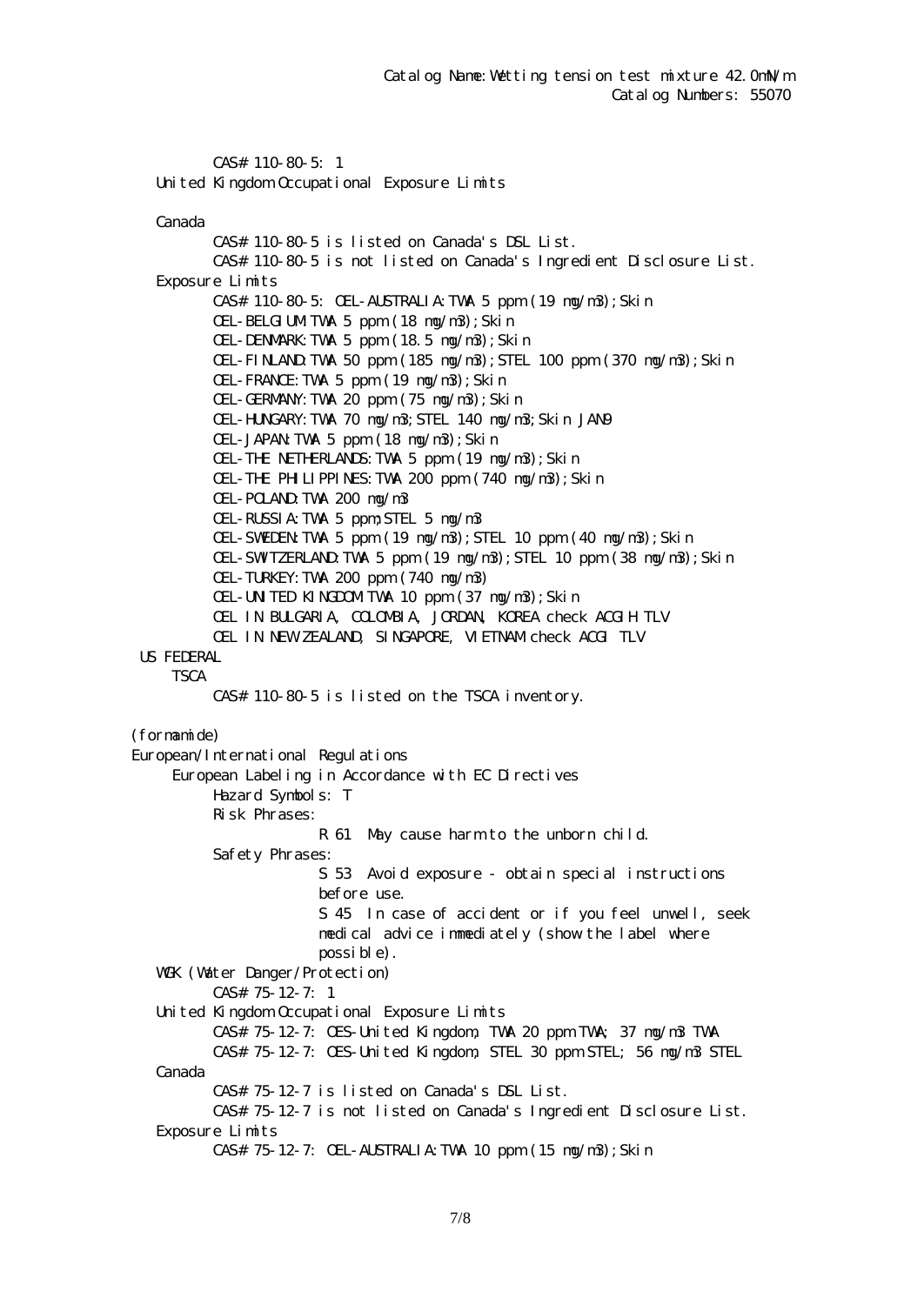CAS# 110-80-5: 1

United Kingdom Occupational Exposure Limits

Canada

CAS# 110-80-5 is listed on Canada's DSL List.
CAS# 110-80-5 is not listed on Canada's Ingredient Disclosure List.

Exposure Limits

CAS# 110-80-5: OEL-AUSTRALIA:TWA 5 ppm (19 mg/m3);Skin
OEL-BELGIUM:TWA 5 ppm (18 mg/m3);Skin
OEL-DENMARK:TWA 5 ppm (18.5 mg/m3);Skin
OEL-FINLAND:TWA 50 ppm (185 mg/m3);STEL 100 ppm (370 mg/m3);Skin
OEL-FRANCE:TWA 5 ppm (19 mg/m3);Skin
OEL-GERMANY:TWA 20 ppm (75 mg/m3);Skin
OEL-HUNGARY:TWA 70 mg/m3;STEL 140 mg/m3;Skin JAN9
OEL-JAPAN:TWA 5 ppm (18 mg/m3);Skin
OEL-THE NETHERLANDS:TWA 5 ppm (19 mg/m3);Skin
OEL-THE PHILIPPINES:TWA 200 ppm (740 mg/m3);Skin
OEL-POLAND:TWA 200 mg/m3
OEL-RUSSIA:TWA 5 ppm;STEL 5 mg/m3
OEL-SWEDEN:TWA 5 ppm (19 mg/m3);STEL 10 ppm (40 mg/m3);Skin
OEL-SWITZERLAND:TWA 5 ppm (19 mg/m3);STEL 10 ppm (38 mg/m3);Skin
OEL-TURKEY:TWA 200 ppm (740 mg/m3)
OEL-UNITED KINGDOM:TWA 10 ppm (37 mg/m3);Skin
OEL IN BULGARIA, COLOMBIA, JORDAN, KOREA check ACGIH TLV
OEL IN NEW ZEALAND, SINGAPORE, VIETNAM check ACGI TLV

US FEDERAL

TSCA

CAS# 110-80-5 is listed on the TSCA inventory.

(formamide)

European/International Regulations

European Labeling in Accordance with EC Directives

Hazard Symbols: T

Risk Phrases:

R 61 May cause harm to the unborn child.

Safety Phrases:

S 53 Avoid exposure - obtain special instructions before use.

S 45 In case of accident or if you feel unwell, seek medical advice immediately (show the label where possible).

WGK (Water Danger/Protection)

CAS# 75-12-7: 1

United Kingdom Occupational Exposure Limits

CAS# 75-12-7: OES-United Kingdom, TWA 20 ppm TWA; 37 mg/m3 TWA
CAS# 75-12-7: OES-United Kingdom, STEL 30 ppm STEL; 56 mg/m3 STEL

Canada

CAS# 75-12-7 is listed on Canada's DSL List.
CAS# 75-12-7 is not listed on Canada's Ingredient Disclosure List.

Exposure Limits

CAS# 75-12-7: OEL-AUSTRALIA:TWA 10 ppm (15 mg/m3);Skin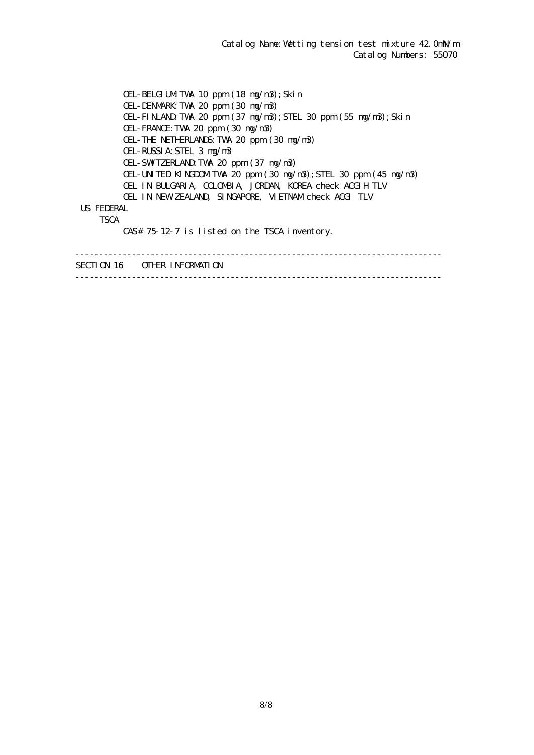Catalog Name: Wetting tension test mixture 42.0mN/m
Catalog Numbers: 55070

OEL-BELGIUM:TWA 10 ppm (18 mg/m3);Skin
OEL-DENMARK:TWA 20 ppm (30 mg/m3)
OEL-FINLAND:TWA 20 ppm (37 mg/m3);STEL 30 ppm (55 mg/m3);Skin
OEL-FRANCE:TWA 20 ppm (30 mg/m3)
OEL-THE NETHERLANDS:TWA 20 ppm (30 mg/m3)
OEL-RUSSIA:STEL 3 mg/m3
OEL-SWITZERLAND:TWA 20 ppm (37 mg/m3)
OEL-UNITED KINGDOM:TWA 20 ppm (30 mg/m3);STEL 30 ppm (45 mg/m3)
OEL IN BULGARIA, COLOMBIA, JORDAN, KOREA check ACGIH TLV
OEL IN NEW ZEALAND, SINGAPORE, VIETNAM check ACGI TLV

US FEDERAL

TSCA

CAS# 75-12-7 is listed on the TSCA inventory.

---

## SECTION 16 OTHER INFORMATION

---